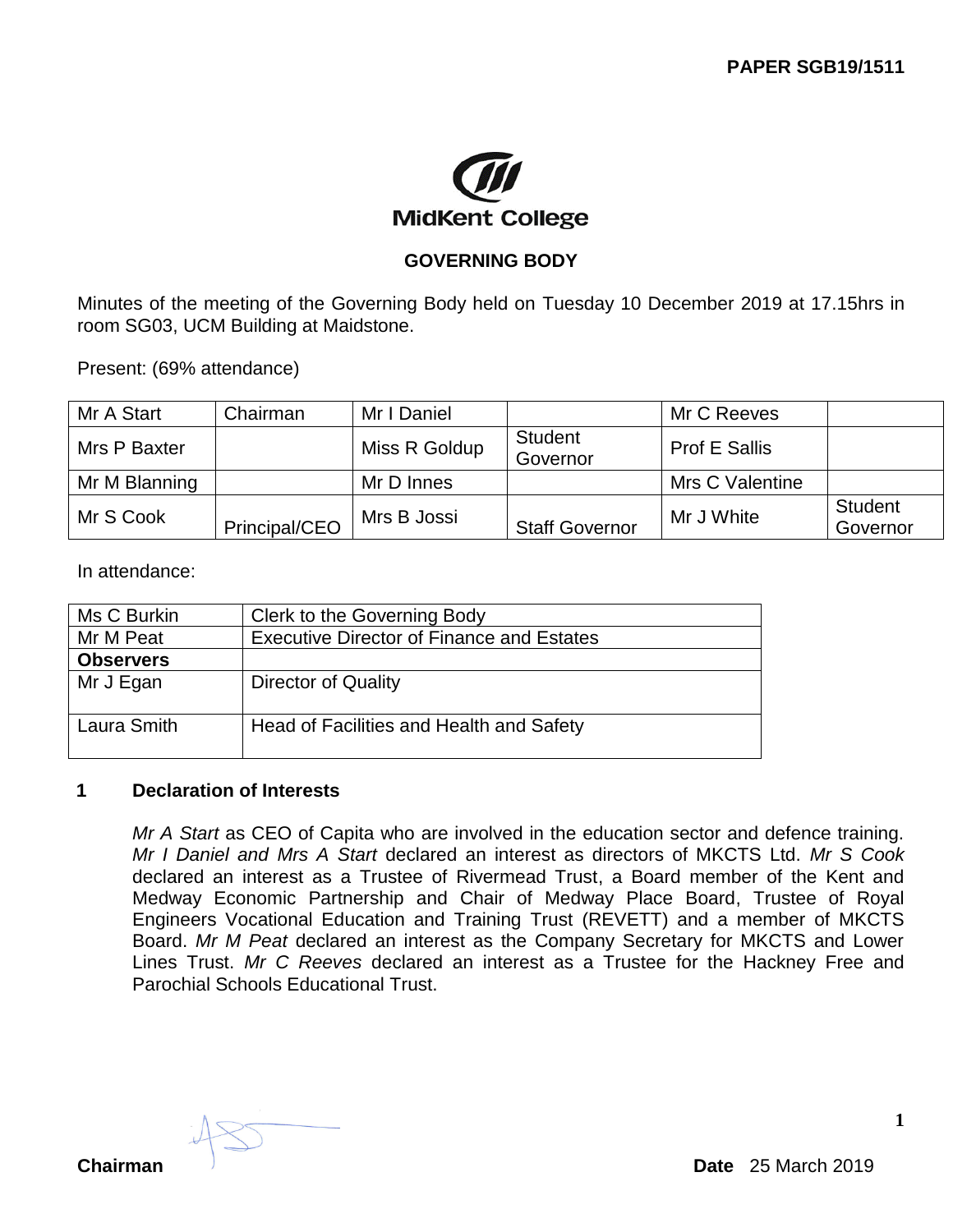**PAPER SGB19/1511**

**MidKent College**

**GOVERNING BODY**

Minutes of the meeting of the Governing Body held on Tuesday 10 December 2019 at 17.15hrs in room SG03, UCM Building at Maidstone.

Present: (69% attendance)

| | | | | | |
|---|---|---|---|---|---|
| Mr A Start | Chairman | Mr I Daniel | | Mr C Reeves | |
| Mrs P Baxter | | Miss R Goldup | Student Governor | Prof E Sallis | |
| Mr M Blanning | | Mr D Innes | | Mrs C Valentine | |
| Mr S Cook | Principal/CEO | Mrs B Jossi | Staff Governor | Mr J White | Student Governor |

In attendance:

| | |
|---|---|
| Ms C Burkin | Clerk to the Governing Body |
| Mr M Peat | Executive Director of Finance and Estates |
| **Observers** | |
| Mr J Egan | Director of Quality |
| Laura Smith | Head of Facilities and Health and Safety |

## 1 Declaration of Interests

*Mr A Start* as CEO of Capita who are involved in the education sector and defence training. *Mr I Daniel and Mrs A Start* declared an interest as directors of MKCTS Ltd. *Mr S Cook* declared an interest as a Trustee of Rivermead Trust, a Board member of the Kent and Medway Economic Partnership and Chair of Medway Place Board, Trustee of Royal Engineers Vocational Education and Training Trust (REVETT) and a member of MKCTS Board. *Mr M Peat* declared an interest as the Company Secretary for MKCTS and Lower Lines Trust. *Mr C Reeves* declared an interest as a Trustee for the Hackney Free and Parochial Schools Educational Trust.

**Chairman** **Date** 25 March 2019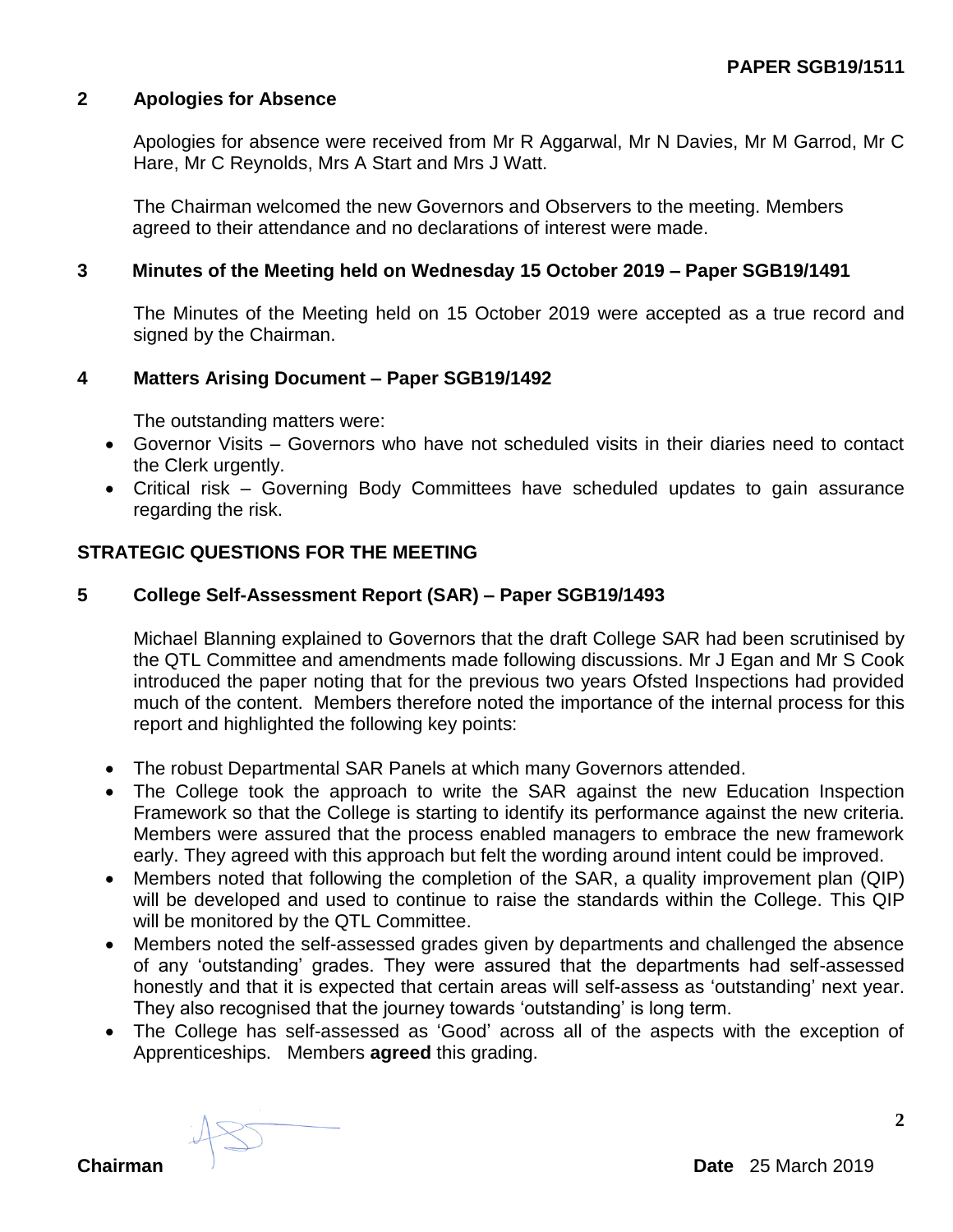PAPER SGB19/1511

## 2 Apologies for Absence

Apologies for absence were received from Mr R Aggarwal, Mr N Davies, Mr M Garrod, Mr C Hare, Mr C Reynolds, Mrs A Start and Mrs J Watt.

The Chairman welcomed the new Governors and Observers to the meeting. Members agreed to their attendance and no declarations of interest were made.

## 3 Minutes of the Meeting held on Wednesday 15 October 2019 – Paper SGB19/1491

The Minutes of the Meeting held on 15 October 2019 were accepted as a true record and signed by the Chairman.

## 4 Matters Arising Document – Paper SGB19/1492

The outstanding matters were:

- Governor Visits – Governors who have not scheduled visits in their diaries need to contact the Clerk urgently.
- Critical risk – Governing Body Committees have scheduled updates to gain assurance regarding the risk.

## STRATEGIC QUESTIONS FOR THE MEETING

## 5 College Self-Assessment Report (SAR) – Paper SGB19/1493

Michael Blanning explained to Governors that the draft College SAR had been scrutinised by the QTL Committee and amendments made following discussions. Mr J Egan and Mr S Cook introduced the paper noting that for the previous two years Ofsted Inspections had provided much of the content. Members therefore noted the importance of the internal process for this report and highlighted the following key points:

- The robust Departmental SAR Panels at which many Governors attended.
- The College took the approach to write the SAR against the new Education Inspection Framework so that the College is starting to identify its performance against the new criteria. Members were assured that the process enabled managers to embrace the new framework early. They agreed with this approach but felt the wording around intent could be improved.
- Members noted that following the completion of the SAR, a quality improvement plan (QIP) will be developed and used to continue to raise the standards within the College. This QIP will be monitored by the QTL Committee.
- Members noted the self-assessed grades given by departments and challenged the absence of any 'outstanding' grades. They were assured that the departments had self-assessed honestly and that it is expected that certain areas will self-assess as 'outstanding' next year. They also recognised that the journey towards 'outstanding' is long term.
- The College has self-assessed as 'Good' across all of the aspects with the exception of Apprenticeships. Members **agreed** this grading.

**Chairman** **Date** 25 March 2019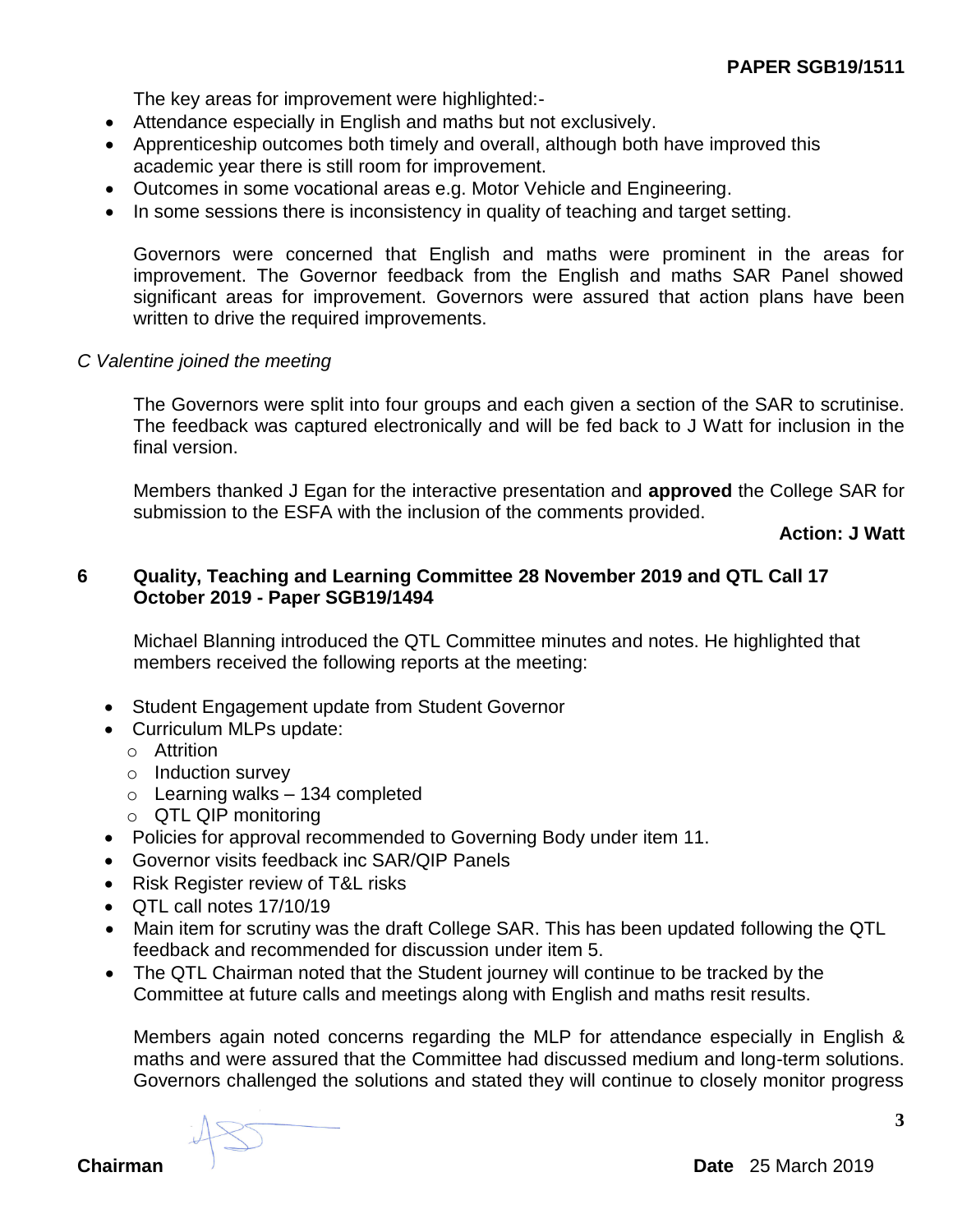The key areas for improvement were highlighted:-

- Attendance especially in English and maths but not exclusively.
- Apprenticeship outcomes both timely and overall, although both have improved this academic year there is still room for improvement.
- Outcomes in some vocational areas e.g. Motor Vehicle and Engineering.
- In some sessions there is inconsistency in quality of teaching and target setting.

Governors were concerned that English and maths were prominent in the areas for improvement. The Governor feedback from the English and maths SAR Panel showed significant areas for improvement. Governors were assured that action plans have been written to drive the required improvements.

*C Valentine joined the meeting*

The Governors were split into four groups and each given a section of the SAR to scrutinise. The feedback was captured electronically and will be fed back to J Watt for inclusion in the final version.

Members thanked J Egan for the interactive presentation and **approved** the College SAR for submission to the ESFA with the inclusion of the comments provided.

**Action: J Watt**

## 6 Quality, Teaching and Learning Committee 28 November 2019 and QTL Call 17 October 2019 - Paper SGB19/1494

Michael Blanning introduced the QTL Committee minutes and notes. He highlighted that members received the following reports at the meeting:

- Student Engagement update from Student Governor
- Curriculum MLPs update:
  - Attrition
  - Induction survey
  - Learning walks – 134 completed
  - QTL QIP monitoring
- Policies for approval recommended to Governing Body under item 11.
- Governor visits feedback inc SAR/QIP Panels
- Risk Register review of T&L risks
- QTL call notes 17/10/19
- Main item for scrutiny was the draft College SAR. This has been updated following the QTL feedback and recommended for discussion under item 5.
- The QTL Chairman noted that the Student journey will continue to be tracked by the Committee at future calls and meetings along with English and maths resit results.

Members again noted concerns regarding the MLP for attendance especially in English & maths and were assured that the Committee had discussed medium and long-term solutions. Governors challenged the solutions and stated they will continue to closely monitor progress

**Chairman** **Date** 25 March 2019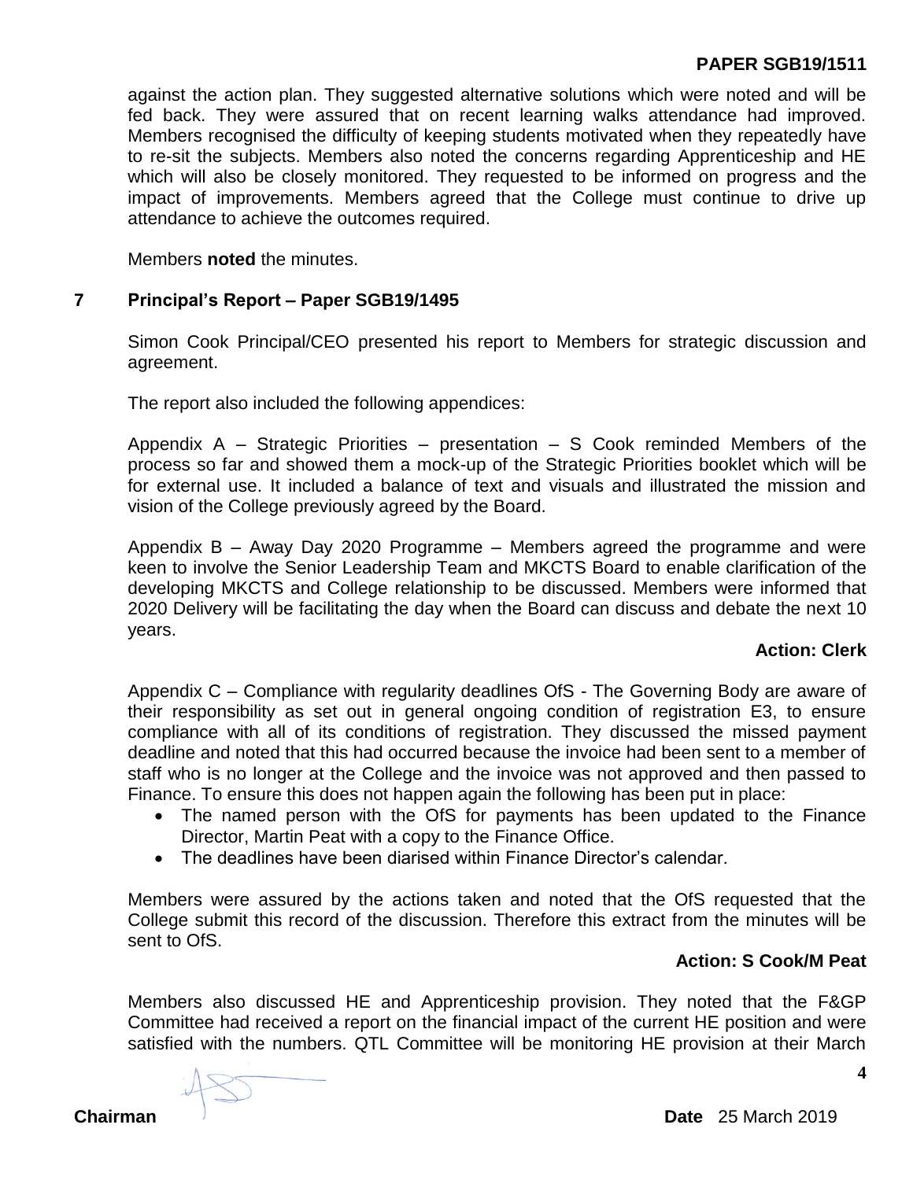against the action plan. They suggested alternative solutions which were noted and will be fed back. They were assured that on recent learning walks attendance had improved. Members recognised the difficulty of keeping students motivated when they repeatedly have to re-sit the subjects. Members also noted the concerns regarding Apprenticeship and HE which will also be closely monitored. They requested to be informed on progress and the impact of improvements. Members agreed that the College must continue to drive up attendance to achieve the outcomes required.

Members **noted** the minutes.

## 7 Principal's Report – Paper SGB19/1495

Simon Cook Principal/CEO presented his report to Members for strategic discussion and agreement.

The report also included the following appendices:

Appendix A – Strategic Priorities – presentation – S Cook reminded Members of the process so far and showed them a mock-up of the Strategic Priorities booklet which will be for external use. It included a balance of text and visuals and illustrated the mission and vision of the College previously agreed by the Board.

Appendix B – Away Day 2020 Programme – Members agreed the programme and were keen to involve the Senior Leadership Team and MKCTS Board to enable clarification of the developing MKCTS and College relationship to be discussed. Members were informed that 2020 Delivery will be facilitating the day when the Board can discuss and debate the next 10 years.

**Action: Clerk**

Appendix C – Compliance with regularity deadlines OfS - The Governing Body are aware of their responsibility as set out in general ongoing condition of registration E3, to ensure compliance with all of its conditions of registration. They discussed the missed payment deadline and noted that this had occurred because the invoice had been sent to a member of staff who is no longer at the College and the invoice was not approved and then passed to Finance. To ensure this does not happen again the following has been put in place:

- The named person with the OfS for payments has been updated to the Finance Director, Martin Peat with a copy to the Finance Office.
- The deadlines have been diarised within Finance Director's calendar.

Members were assured by the actions taken and noted that the OfS requested that the College submit this record of the discussion. Therefore this extract from the minutes will be sent to OfS.

**Action: S Cook/M Peat**

Members also discussed HE and Apprenticeship provision. They noted that the F&GP Committee had received a report on the financial impact of the current HE position and were satisfied with the numbers. QTL Committee will be monitoring HE provision at their March

**Chairman** **Date** 25 March 2019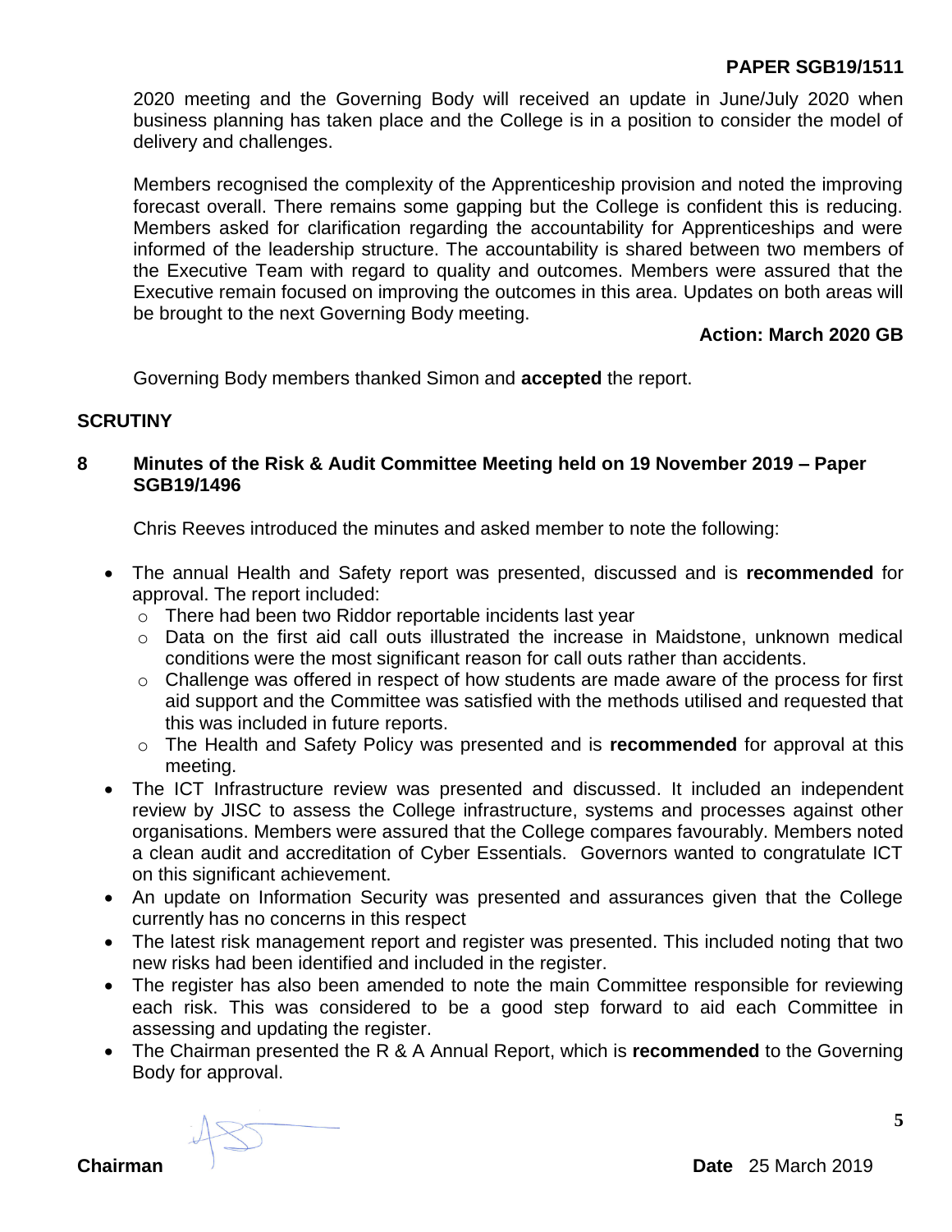2020 meeting and the Governing Body will received an update in June/July 2020 when business planning has taken place and the College is in a position to consider the model of delivery and challenges.

Members recognised the complexity of the Apprenticeship provision and noted the improving forecast overall. There remains some gapping but the College is confident this is reducing. Members asked for clarification regarding the accountability for Apprenticeships and were informed of the leadership structure. The accountability is shared between two members of the Executive Team with regard to quality and outcomes. Members were assured that the Executive remain focused on improving the outcomes in this area. Updates on both areas will be brought to the next Governing Body meeting.

**Action: March 2020 GB**

Governing Body members thanked Simon and **accepted** the report.

## SCRUTINY

### 8 Minutes of the Risk & Audit Committee Meeting held on 19 November 2019 – Paper SGB19/1496

Chris Reeves introduced the minutes and asked member to note the following:

- The annual Health and Safety report was presented, discussed and is **recommended** for approval. The report included:
  - There had been two Riddor reportable incidents last year
  - Data on the first aid call outs illustrated the increase in Maidstone, unknown medical conditions were the most significant reason for call outs rather than accidents.
  - Challenge was offered in respect of how students are made aware of the process for first aid support and the Committee was satisfied with the methods utilised and requested that this was included in future reports.
  - The Health and Safety Policy was presented and is **recommended** for approval at this meeting.
- The ICT Infrastructure review was presented and discussed. It included an independent review by JISC to assess the College infrastructure, systems and processes against other organisations. Members were assured that the College compares favourably. Members noted a clean audit and accreditation of Cyber Essentials. Governors wanted to congratulate ICT on this significant achievement.
- An update on Information Security was presented and assurances given that the College currently has no concerns in this respect
- The latest risk management report and register was presented. This included noting that two new risks had been identified and included in the register.
- The register has also been amended to note the main Committee responsible for reviewing each risk. This was considered to be a good step forward to aid each Committee in assessing and updating the register.
- The Chairman presented the R & A Annual Report, which is **recommended** to the Governing Body for approval.

**Chairman** **Date** 25 March 2019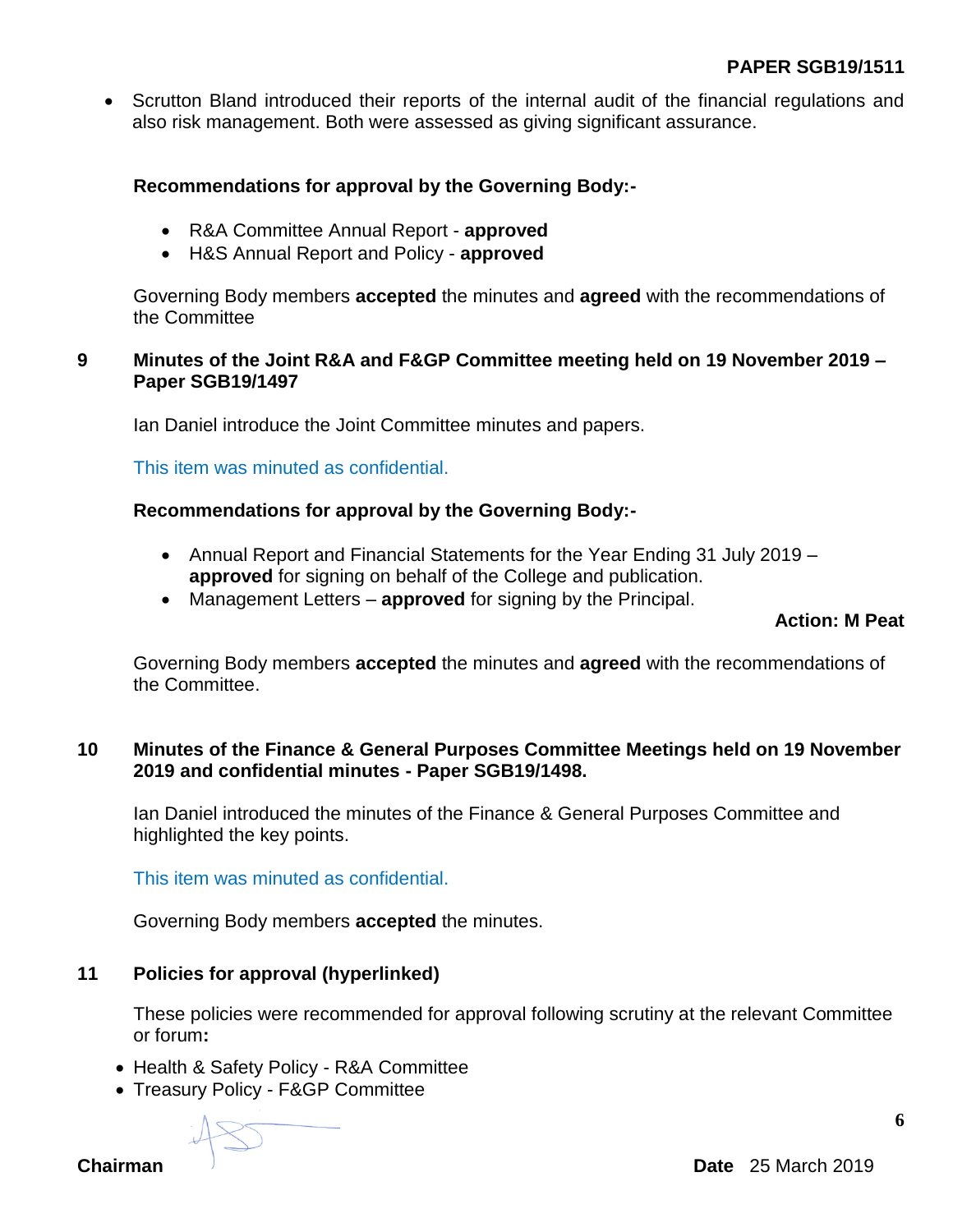- Scrutton Bland introduced their reports of the internal audit of the financial regulations and also risk management. Both were assessed as giving significant assurance.

**Recommendations for approval by the Governing Body:-**

- R&A Committee Annual Report - **approved**
- H&S Annual Report and Policy - **approved**

Governing Body members **accepted** the minutes and **agreed** with the recommendations of the Committee

## 9 Minutes of the Joint R&A and F&GP Committee meeting held on 19 November 2019 – Paper SGB19/1497

Ian Daniel introduce the Joint Committee minutes and papers.

This item was minuted as confidential.

**Recommendations for approval by the Governing Body:-**

- Annual Report and Financial Statements for the Year Ending 31 July 2019 – **approved** for signing on behalf of the College and publication.
- Management Letters – **approved** for signing by the Principal.

**Action: M Peat**

Governing Body members **accepted** the minutes and **agreed** with the recommendations of the Committee.

## 10 Minutes of the Finance & General Purposes Committee Meetings held on 19 November 2019 and confidential minutes - Paper SGB19/1498.

Ian Daniel introduced the minutes of the Finance & General Purposes Committee and highlighted the key points.

This item was minuted as confidential.

Governing Body members **accepted** the minutes.

## 11 Policies for approval (hyperlinked)

These policies were recommended for approval following scrutiny at the relevant Committee or forum**:**

- Health & Safety Policy - R&A Committee
- Treasury Policy - F&GP Committee

**Chairman** **Date** 25 March 2019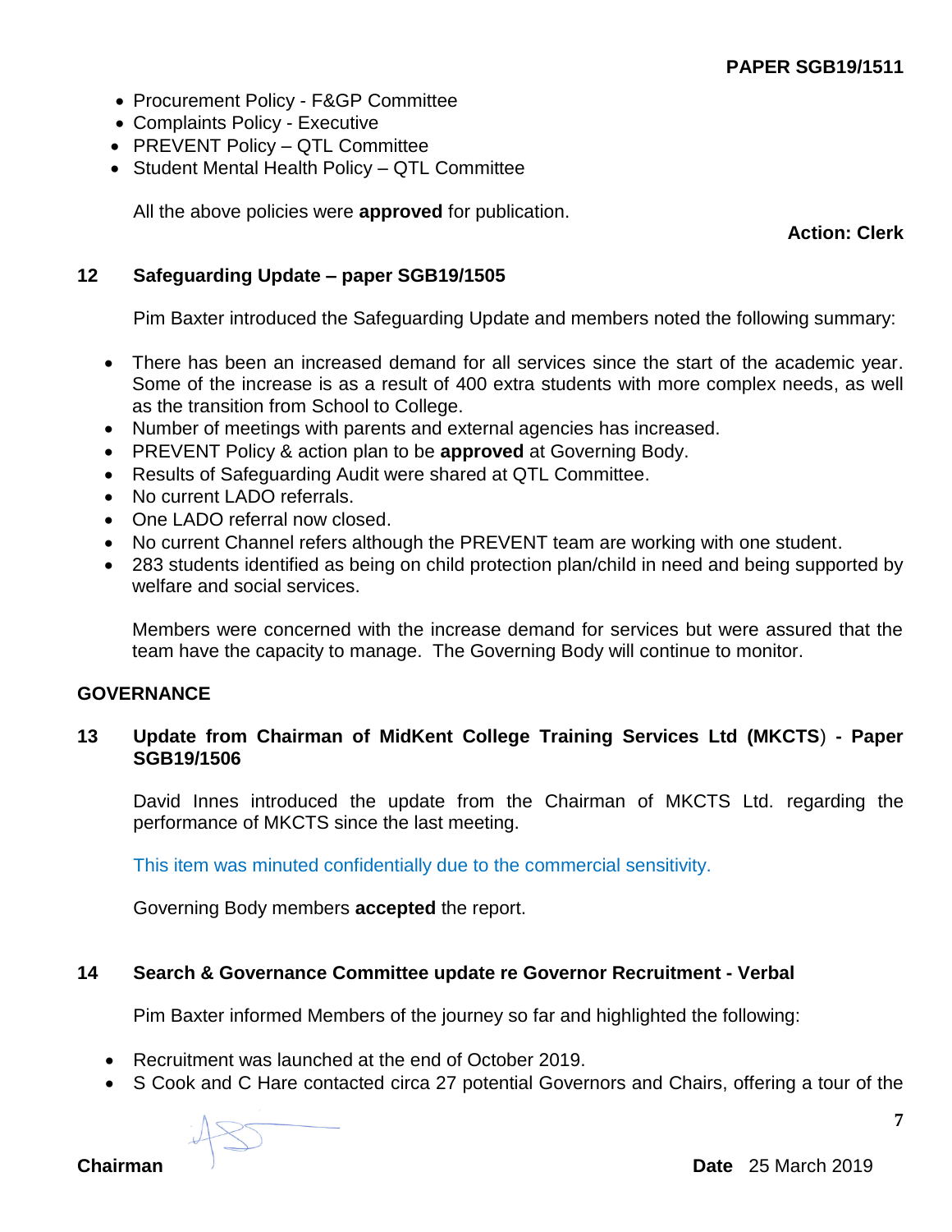- Procurement Policy - F&GP Committee
- Complaints Policy - Executive
- PREVENT Policy – QTL Committee
- Student Mental Health Policy – QTL Committee

All the above policies were **approved** for publication.

**Action: Clerk**

## 12 Safeguarding Update – paper SGB19/1505

Pim Baxter introduced the Safeguarding Update and members noted the following summary:

- There has been an increased demand for all services since the start of the academic year. Some of the increase is as a result of 400 extra students with more complex needs, as well as the transition from School to College.
- Number of meetings with parents and external agencies has increased.
- PREVENT Policy & action plan to be **approved** at Governing Body.
- Results of Safeguarding Audit were shared at QTL Committee.
- No current LADO referrals.
- One LADO referral now closed.
- No current Channel refers although the PREVENT team are working with one student.
- 283 students identified as being on child protection plan/child in need and being supported by welfare and social services.

Members were concerned with the increase demand for services but were assured that the team have the capacity to manage. The Governing Body will continue to monitor.

## GOVERNANCE

## 13 Update from Chairman of MidKent College Training Services Ltd (MKCTS) - Paper SGB19/1506

David Innes introduced the update from the Chairman of MKCTS Ltd. regarding the performance of MKCTS since the last meeting.

This item was minuted confidentially due to the commercial sensitivity.

Governing Body members **accepted** the report.

## 14 Search & Governance Committee update re Governor Recruitment - Verbal

Pim Baxter informed Members of the journey so far and highlighted the following:

- Recruitment was launched at the end of October 2019.
- S Cook and C Hare contacted circa 27 potential Governors and Chairs, offering a tour of the

**Chairman** **Date** 25 March 2019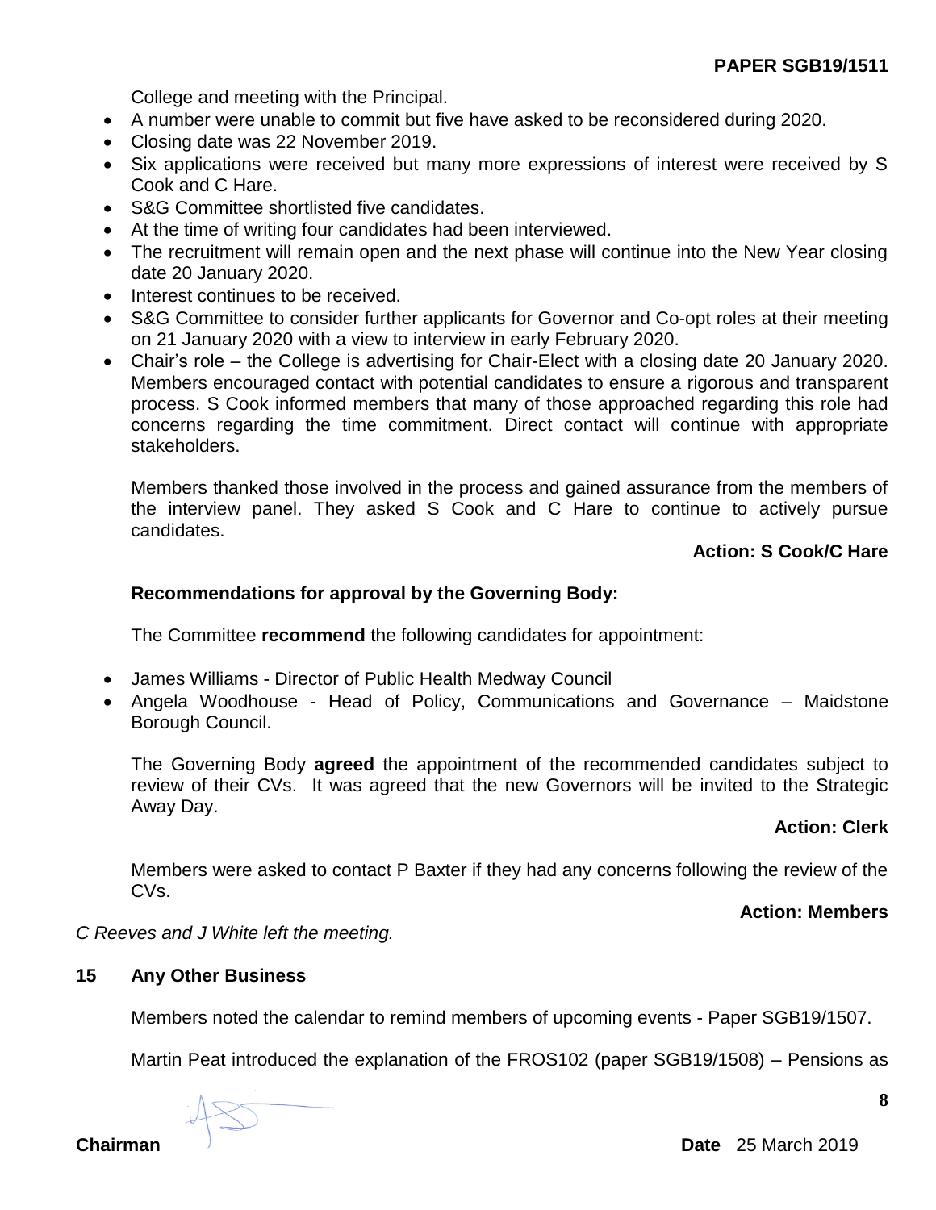College and meeting with the Principal.

- A number were unable to commit but five have asked to be reconsidered during 2020.
- Closing date was 22 November 2019.
- Six applications were received but many more expressions of interest were received by S Cook and C Hare.
- S&G Committee shortlisted five candidates.
- At the time of writing four candidates had been interviewed.
- The recruitment will remain open and the next phase will continue into the New Year closing date 20 January 2020.
- Interest continues to be received.
- S&G Committee to consider further applicants for Governor and Co-opt roles at their meeting on 21 January 2020 with a view to interview in early February 2020.
- Chair's role – the College is advertising for Chair-Elect with a closing date 20 January 2020. Members encouraged contact with potential candidates to ensure a rigorous and transparent process. S Cook informed members that many of those approached regarding this role had concerns regarding the time commitment. Direct contact will continue with appropriate stakeholders.

Members thanked those involved in the process and gained assurance from the members of the interview panel. They asked S Cook and C Hare to continue to actively pursue candidates.

**Action: S Cook/C Hare**

**Recommendations for approval by the Governing Body:**

The Committee **recommend** the following candidates for appointment:

- James Williams - Director of Public Health Medway Council
- Angela Woodhouse - Head of Policy, Communications and Governance – Maidstone Borough Council.

The Governing Body **agreed** the appointment of the recommended candidates subject to review of their CVs. It was agreed that the new Governors will be invited to the Strategic Away Day.

**Action: Clerk**

Members were asked to contact P Baxter if they had any concerns following the review of the CVs.

**Action: Members**

*C Reeves and J White left the meeting.*

## 15 Any Other Business

Members noted the calendar to remind members of upcoming events - Paper SGB19/1507.

Martin Peat introduced the explanation of the FROS102 (paper SGB19/1508) – Pensions as

**Chairman** **Date** 25 March 2019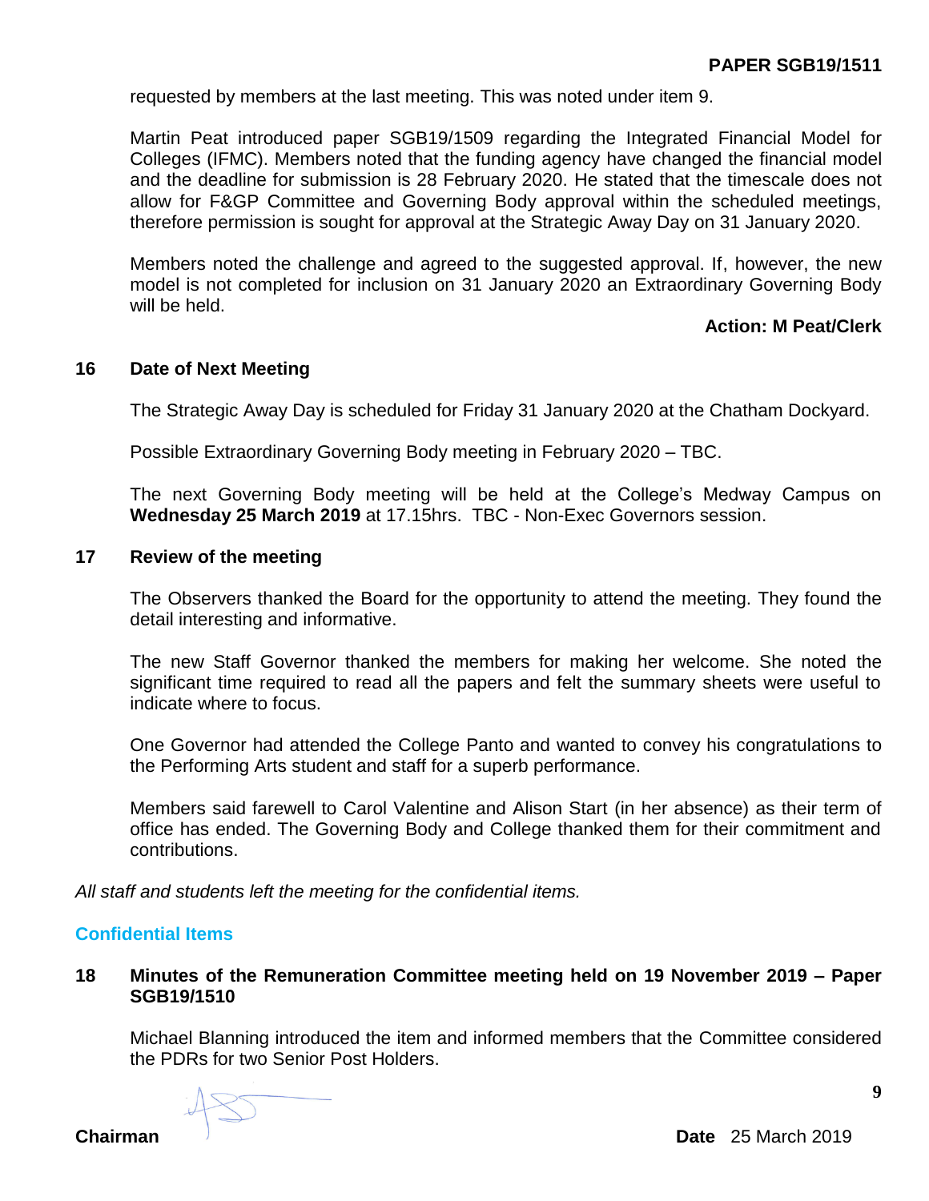requested by members at the last meeting. This was noted under item 9.

Martin Peat introduced paper SGB19/1509 regarding the Integrated Financial Model for Colleges (IFMC). Members noted that the funding agency have changed the financial model and the deadline for submission is 28 February 2020. He stated that the timescale does not allow for F&GP Committee and Governing Body approval within the scheduled meetings, therefore permission is sought for approval at the Strategic Away Day on 31 January 2020.

Members noted the challenge and agreed to the suggested approval. If, however, the new model is not completed for inclusion on 31 January 2020 an Extraordinary Governing Body will be held.

**Action: M Peat/Clerk**

## 16 Date of Next Meeting

The Strategic Away Day is scheduled for Friday 31 January 2020 at the Chatham Dockyard.

Possible Extraordinary Governing Body meeting in February 2020 – TBC.

The next Governing Body meeting will be held at the College's Medway Campus on **Wednesday 25 March 2019** at 17.15hrs. TBC - Non-Exec Governors session.

## 17 Review of the meeting

The Observers thanked the Board for the opportunity to attend the meeting. They found the detail interesting and informative.

The new Staff Governor thanked the members for making her welcome. She noted the significant time required to read all the papers and felt the summary sheets were useful to indicate where to focus.

One Governor had attended the College Panto and wanted to convey his congratulations to the Performing Arts student and staff for a superb performance.

Members said farewell to Carol Valentine and Alison Start (in her absence) as their term of office has ended. The Governing Body and College thanked them for their commitment and contributions.

*All staff and students left the meeting for the confidential items.*

## Confidential Items

## 18 Minutes of the Remuneration Committee meeting held on 19 November 2019 – Paper SGB19/1510

Michael Blanning introduced the item and informed members that the Committee considered the PDRs for two Senior Post Holders.

**Chairman** **Date** 25 March 2019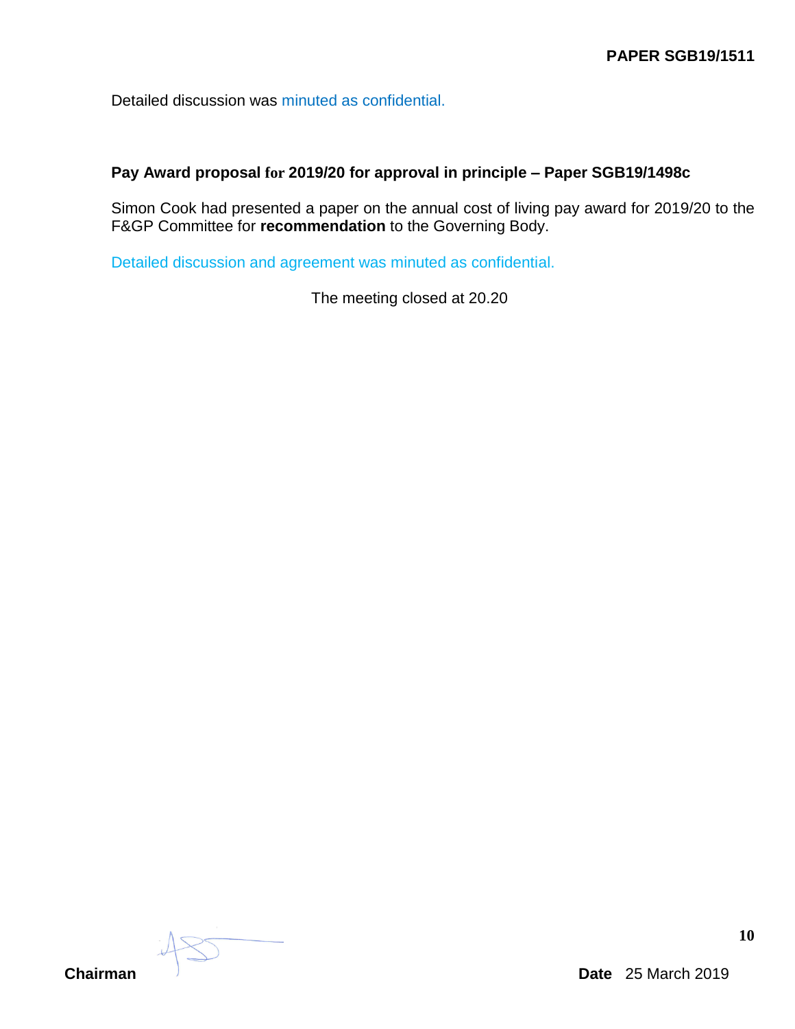Detailed discussion was minuted as confidential.

**Pay Award proposal for 2019/20 for approval in principle – Paper SGB19/1498c**

Simon Cook had presented a paper on the annual cost of living pay award for 2019/20 to the F&GP Committee for **recommendation** to the Governing Body.

Detailed discussion and agreement was minuted as confidential.

The meeting closed at 20.20

**Chairman**

**Date** 25 March 2019